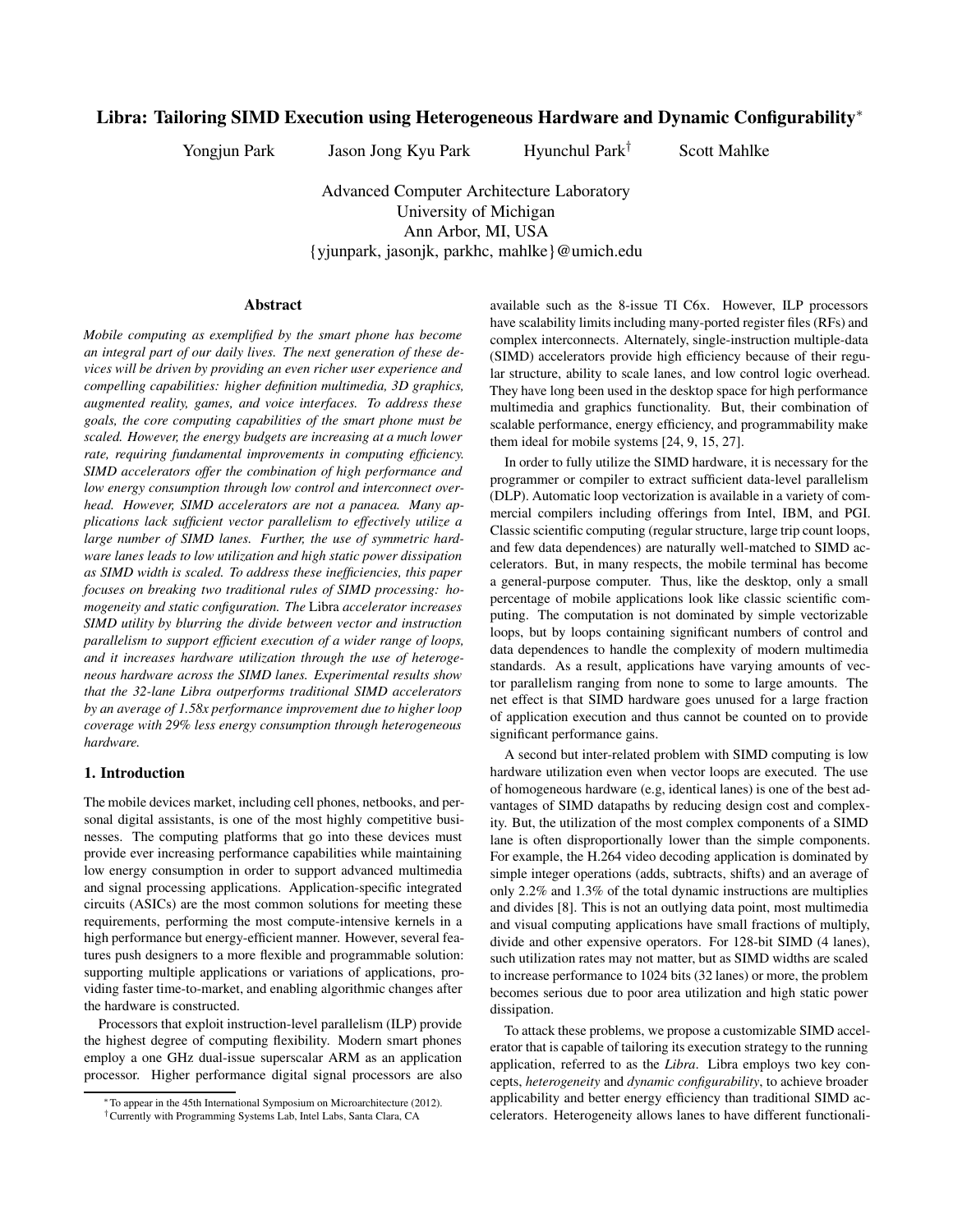# Libra: Tailoring SIMD Execution using Heterogeneous Hardware and Dynamic Configurability*

Yongjun Park    Jason Jong Kyu Park    Hyunchul Park†    Scott Mahlke

Advanced Computer Architecture Laboratory
University of Michigan
Ann Arbor, MI, USA
{yjunpark, jasonjk, parkhc, mahlke}@umich.edu

## Abstract

*Mobile computing as exemplified by the smart phone has become an integral part of our daily lives. The next generation of these devices will be driven by providing an even richer user experience and compelling capabilities: higher definition multimedia, 3D graphics, augmented reality, games, and voice interfaces. To address these goals, the core computing capabilities of the smart phone must be scaled. However, the energy budgets are increasing at a much lower rate, requiring fundamental improvements in computing efficiency. SIMD accelerators offer the combination of high performance and low energy consumption through low control and interconnect overhead. However, SIMD accelerators are not a panacea. Many applications lack sufficient vector parallelism to effectively utilize a large number of SIMD lanes. Further, the use of symmetric hardware lanes leads to low utilization and high static power dissipation as SIMD width is scaled. To address these inefficiencies, this paper focuses on breaking two traditional rules of SIMD processing: homogeneity and static configuration. The* Libra *accelerator increases SIMD utility by blurring the divide between vector and instruction parallelism to support efficient execution of a wider range of loops, and it increases hardware utilization through the use of heterogeneous hardware across the SIMD lanes. Experimental results show that the 32-lane Libra outperforms traditional SIMD accelerators by an average of 1.58x performance improvement due to higher loop coverage with 29% less energy consumption through heterogeneous hardware.*

## 1. Introduction

The mobile devices market, including cell phones, netbooks, and personal digital assistants, is one of the most highly competitive businesses. The computing platforms that go into these devices must provide ever increasing performance capabilities while maintaining low energy consumption in order to support advanced multimedia and signal processing applications. Application-specific integrated circuits (ASICs) are the most common solutions for meeting these requirements, performing the most compute-intensive kernels in a high performance but energy-efficient manner. However, several features push designers to a more flexible and programmable solution: supporting multiple applications or variations of applications, providing faster time-to-market, and enabling algorithmic changes after the hardware is constructed.

Processors that exploit instruction-level parallelism (ILP) provide the highest degree of computing flexibility. Modern smart phones employ a one GHz dual-issue superscalar ARM as an application processor. Higher performance digital signal processors are also available such as the 8-issue TI C6x. However, ILP processors have scalability limits including many-ported register files (RFs) and complex interconnects. Alternately, single-instruction multiple-data (SIMD) accelerators provide high efficiency because of their regular structure, ability to scale lanes, and low control logic overhead. They have long been used in the desktop space for high performance multimedia and graphics functionality. But, their combination of scalable performance, energy efficiency, and programmability make them ideal for mobile systems [24, 9, 15, 27].

In order to fully utilize the SIMD hardware, it is necessary for the programmer or compiler to extract sufficient data-level parallelism (DLP). Automatic loop vectorization is available in a variety of commercial compilers including offerings from Intel, IBM, and PGI. Classic scientific computing (regular structure, large trip count loops, and few data dependences) are naturally well-matched to SIMD accelerators. But, in many respects, the mobile terminal has become a general-purpose computer. Thus, like the desktop, only a small percentage of mobile applications look like classic scientific computing. The computation is not dominated by simple vectorizable loops, but by loops containing significant numbers of control and data dependences to handle the complexity of modern multimedia standards. As a result, applications have varying amounts of vector parallelism ranging from none to some to large amounts. The net effect is that SIMD hardware goes unused for a large fraction of application execution and thus cannot be counted on to provide significant performance gains.

A second but inter-related problem with SIMD computing is low hardware utilization even when vector loops are executed. The use of homogeneous hardware (e.g, identical lanes) is one of the best advantages of SIMD datapaths by reducing design cost and complexity. But, the utilization of the most complex components of a SIMD lane is often disproportionally lower than the simple components. For example, the H.264 video decoding application is dominated by simple integer operations (adds, subtracts, shifts) and an average of only 2.2% and 1.3% of the total dynamic instructions are multiplies and divides [8]. This is not an outlying data point, most multimedia and visual computing applications have small fractions of multiply, divide and other expensive operators. For 128-bit SIMD (4 lanes), such utilization rates may not matter, but as SIMD widths are scaled to increase performance to 1024 bits (32 lanes) or more, the problem becomes serious due to poor area utilization and high static power dissipation.

To attack these problems, we propose a customizable SIMD accelerator that is capable of tailoring its execution strategy to the running application, referred to as the *Libra*. Libra employs two key concepts, *heterogeneity* and *dynamic configurability*, to achieve broader applicability and better energy efficiency than traditional SIMD accelerators. Heterogeneity allows lanes to have different functionali-

*To appear in the 45th International Symposium on Microarchitecture (2012).
†Currently with Programming Systems Lab, Intel Labs, Santa Clara, CA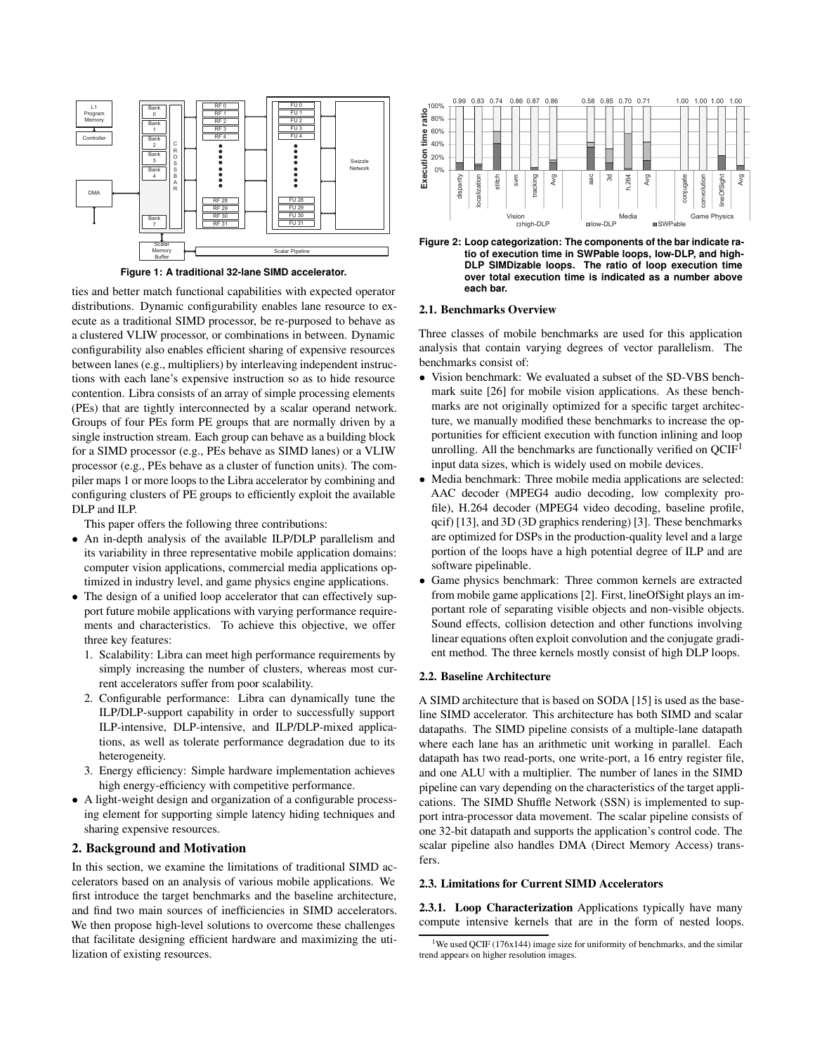**Figure 1: A traditional 32-lane SIMD accelerator.**

ties and better match functional capabilities with expected operator distributions. Dynamic configurability enables lane resource to execute as a traditional SIMD processor, be re-purposed to behave as a clustered VLIW processor, or combinations in between. Dynamic configurability also enables efficient sharing of expensive resources between lanes (e.g., multipliers) by interleaving independent instructions with each lane's expensive instruction so as to hide resource contention. Libra consists of an array of simple processing elements (PEs) that are tightly interconnected by a scalar operand network. Groups of four PEs form PE groups that are normally driven by a single instruction stream. Each group can behave as a building block for a SIMD processor (e.g., PEs behave as SIMD lanes) or a VLIW processor (e.g., PEs behave as a cluster of function units). The compiler maps 1 or more loops to the Libra accelerator by combining and configuring clusters of PE groups to efficiently exploit the available DLP and ILP.

This paper offers the following three contributions:

- An in-depth analysis of the available ILP/DLP parallelism and its variability in three representative mobile application domains: computer vision applications, commercial media applications optimized in industry level, and game physics engine applications.
- The design of a unified loop accelerator that can effectively support future mobile applications with varying performance requirements and characteristics. To achieve this objective, we offer three key features:
  1. Scalability: Libra can meet high performance requirements by simply increasing the number of clusters, whereas most current accelerators suffer from poor scalability.
  2. Configurable performance: Libra can dynamically tune the ILP/DLP-support capability in order to successfully support ILP-intensive, DLP-intensive, and ILP/DLP-mixed applications, as well as tolerate performance degradation due to its heterogeneity.
  3. Energy efficiency: Simple hardware implementation achieves high energy-efficiency with competitive performance.
- A light-weight design and organization of a configurable processing element for supporting simple latency hiding techniques and sharing expensive resources.

## 2. Background and Motivation

In this section, we examine the limitations of traditional SIMD accelerators based on an analysis of various mobile applications. We first introduce the target benchmarks and the baseline architecture, and find two main sources of inefficiencies in SIMD accelerators. We then propose high-level solutions to overcome these challenges that facilitate designing efficient hardware and maximizing the utilization of existing resources.

**Figure 2: Loop categorization: The components of the bar indicate ratio of execution time in SWPable loops, low-DLP, and high-DLP SIMDizable loops. The ratio of loop execution time over total execution time is indicated as a number above each bar.**

### 2.1. Benchmarks Overview

Three classes of mobile benchmarks are used for this application analysis that contain varying degrees of vector parallelism. The benchmarks consist of:

- Vision benchmark: We evaluated a subset of the SD-VBS benchmark suite [26] for mobile vision applications. As these benchmarks are not originally optimized for a specific target architecture, we manually modified these benchmarks to increase the opportunities for efficient execution with function inlining and loop unrolling. All the benchmarks are functionally verified on QCIF[1] input data sizes, which is widely used on mobile devices.
- Media benchmark: Three mobile media applications are selected: AAC decoder (MPEG4 audio decoding, low complexity profile), H.264 decoder (MPEG4 video decoding, baseline profile, qcif) [13], and 3D (3D graphics rendering) [3]. These benchmarks are optimized for DSPs in the production-quality level and a large portion of the loops have a high potential degree of ILP and are software pipelinable.
- Game physics benchmark: Three common kernels are extracted from mobile game applications [2]. First, lineOfSight plays an important role of separating visible objects and non-visible objects. Sound effects, collision detection and other functions involving linear equations often exploit convolution and the conjugate gradient method. The three kernels mostly consist of high DLP loops.

### 2.2. Baseline Architecture

A SIMD architecture that is based on SODA [15] is used as the baseline SIMD accelerator. This architecture has both SIMD and scalar datapaths. The SIMD pipeline consists of a multiple-lane datapath where each lane has an arithmetic unit working in parallel. Each datapath has two read-ports, one write-port, a 16 entry register file, and one ALU with a multiplier. The number of lanes in the SIMD pipeline can vary depending on the characteristics of the target applications. The SIMD Shuffle Network (SSN) is implemented to support intra-processor data movement. The scalar pipeline consists of one 32-bit datapath and supports the application's control code. The scalar pipeline also handles DMA (Direct Memory Access) transfers.

### 2.3. Limitations for Current SIMD Accelerators

**2.3.1. Loop Characterization** Applications typically have many compute intensive kernels that are in the form of nested loops.

[1] We used QCIF (176x144) image size for uniformity of benchmarks, and the similar trend appears on higher resolution images.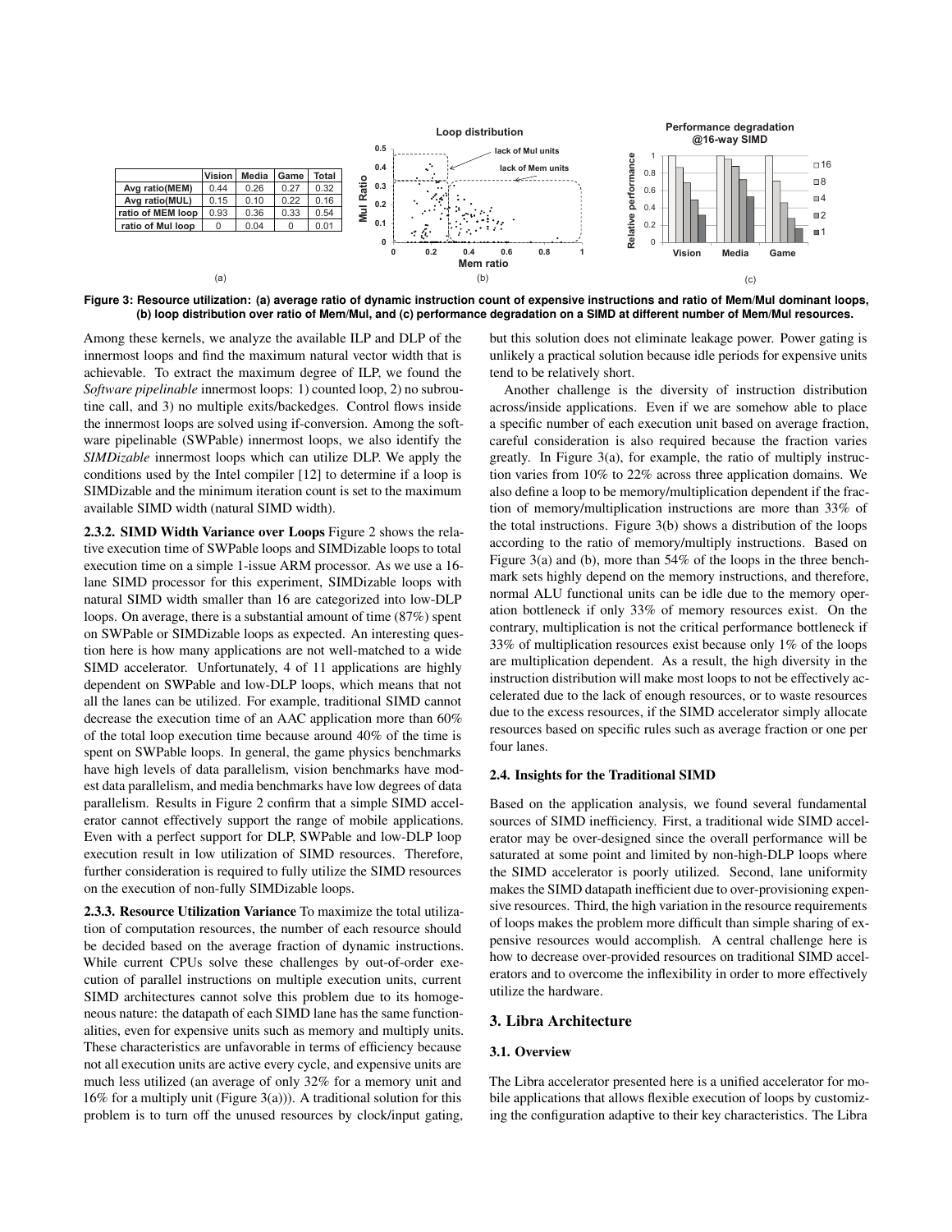|  | Vision | Media | Game | Total |
| --- | --- | --- | --- | --- |
| Avg ratio(MEM) | 0.44 | 0.26 | 0.27 | 0.32 |
| Avg ratio(MUL) | 0.15 | 0.10 | 0.22 | 0.16 |
| ratio of MEM loop | 0.93 | 0.36 | 0.33 | 0.54 |
| ratio of Mul loop | 0 | 0.04 | 0 | 0.01 |

(a)

(b)

(c)

**Figure 3: Resource utilization: (a) average ratio of dynamic instruction count of expensive instructions and ratio of Mem/Mul dominant loops, (b) loop distribution over ratio of Mem/Mul, and (c) performance degradation on a SIMD at different number of Mem/Mul resources.**

Among these kernels, we analyze the available ILP and DLP of the innermost loops and find the maximum natural vector width that is achievable. To extract the maximum degree of ILP, we found the *Software pipelinable* innermost loops: 1) counted loop, 2) no subroutine call, and 3) no multiple exits/backedges. Control flows inside the innermost loops are solved using if-conversion. Among the software pipelinable (SWPable) innermost loops, we also identify the *SIMDizable* innermost loops which can utilize DLP. We apply the conditions used by the Intel compiler [12] to determine if a loop is SIMDizable and the minimum iteration count is set to the maximum available SIMD width (natural SIMD width).

**2.3.2. SIMD Width Variance over Loops** Figure 2 shows the relative execution time of SWPable loops and SIMDizable loops to total execution time on a simple 1-issue ARM processor. As we use a 16-lane SIMD processor for this experiment, SIMDizable loops with natural SIMD width smaller than 16 are categorized into low-DLP loops. On average, there is a substantial amount of time (87%) spent on SWPable or SIMDizable loops as expected. An interesting question here is how many applications are not well-matched to a wide SIMD accelerator. Unfortunately, 4 of 11 applications are highly dependent on SWPable and low-DLP loops, which means that not all the lanes can be utilized. For example, traditional SIMD cannot decrease the execution time of an AAC application more than 60% of the total loop execution time because around 40% of the time is spent on SWPable loops. In general, the game physics benchmarks have high levels of data parallelism, vision benchmarks have modest data parallelism, and media benchmarks have low degrees of data parallelism. Results in Figure 2 confirm that a simple SIMD accelerator cannot effectively support the range of mobile applications. Even with a perfect support for DLP, SWPable and low-DLP loop execution result in low utilization of SIMD resources. Therefore, further consideration is required to fully utilize the SIMD resources on the execution of non-fully SIMDizable loops.

**2.3.3. Resource Utilization Variance** To maximize the total utilization of computation resources, the number of each resource should be decided based on the average fraction of dynamic instructions. While current CPUs solve these challenges by out-of-order execution of parallel instructions on multiple execution units, current SIMD architectures cannot solve this problem due to its homogeneous nature: the datapath of each SIMD lane has the same functionalities, even for expensive units such as memory and multiply units. These characteristics are unfavorable in terms of efficiency because not all execution units are active every cycle, and expensive units are much less utilized (an average of only 32% for a memory unit and 16% for a multiply unit (Figure 3(a))). A traditional solution for this problem is to turn off the unused resources by clock/input gating, but this solution does not eliminate leakage power. Power gating is unlikely a practical solution because idle periods for expensive units tend to be relatively short.

Another challenge is the diversity of instruction distribution across/inside applications. Even if we are somehow able to place a specific number of each execution unit based on average fraction, careful consideration is also required because the fraction varies greatly. In Figure 3(a), for example, the ratio of multiply instruction varies from 10% to 22% across three application domains. We also define a loop to be memory/multiplication dependent if the fraction of memory/multiplication instructions are more than 33% of the total instructions. Figure 3(b) shows a distribution of the loops according to the ratio of memory/multiply instructions. Based on Figure 3(a) and (b), more than 54% of the loops in the three benchmark sets highly depend on the memory instructions, and therefore, normal ALU functional units can be idle due to the memory operation bottleneck if only 33% of memory resources exist. On the contrary, multiplication is not the critical performance bottleneck if 33% of multiplication resources exist because only 1% of the loops are multiplication dependent. As a result, the high diversity in the instruction distribution will make most loops to not be effectively accelerated due to the lack of enough resources, or to waste resources due to the excess resources, if the SIMD accelerator simply allocate resources based on specific rules such as average fraction or one per four lanes.

### 2.4. Insights for the Traditional SIMD

Based on the application analysis, we found several fundamental sources of SIMD inefficiency. First, a traditional wide SIMD accelerator may be over-designed since the overall performance will be saturated at some point and limited by non-high-DLP loops where the SIMD accelerator is poorly utilized. Second, lane uniformity makes the SIMD datapath inefficient due to over-provisioning expensive resources. Third, the high variation in the resource requirements of loops makes the problem more difficult than simple sharing of expensive resources would accomplish. A central challenge here is how to decrease over-provided resources on traditional SIMD accelerators and to overcome the inflexibility in order to more effectively utilize the hardware.

## 3. Libra Architecture

### 3.1. Overview

The Libra accelerator presented here is a unified accelerator for mobile applications that allows flexible execution of loops by customizing the configuration adaptive to their key characteristics. The Libra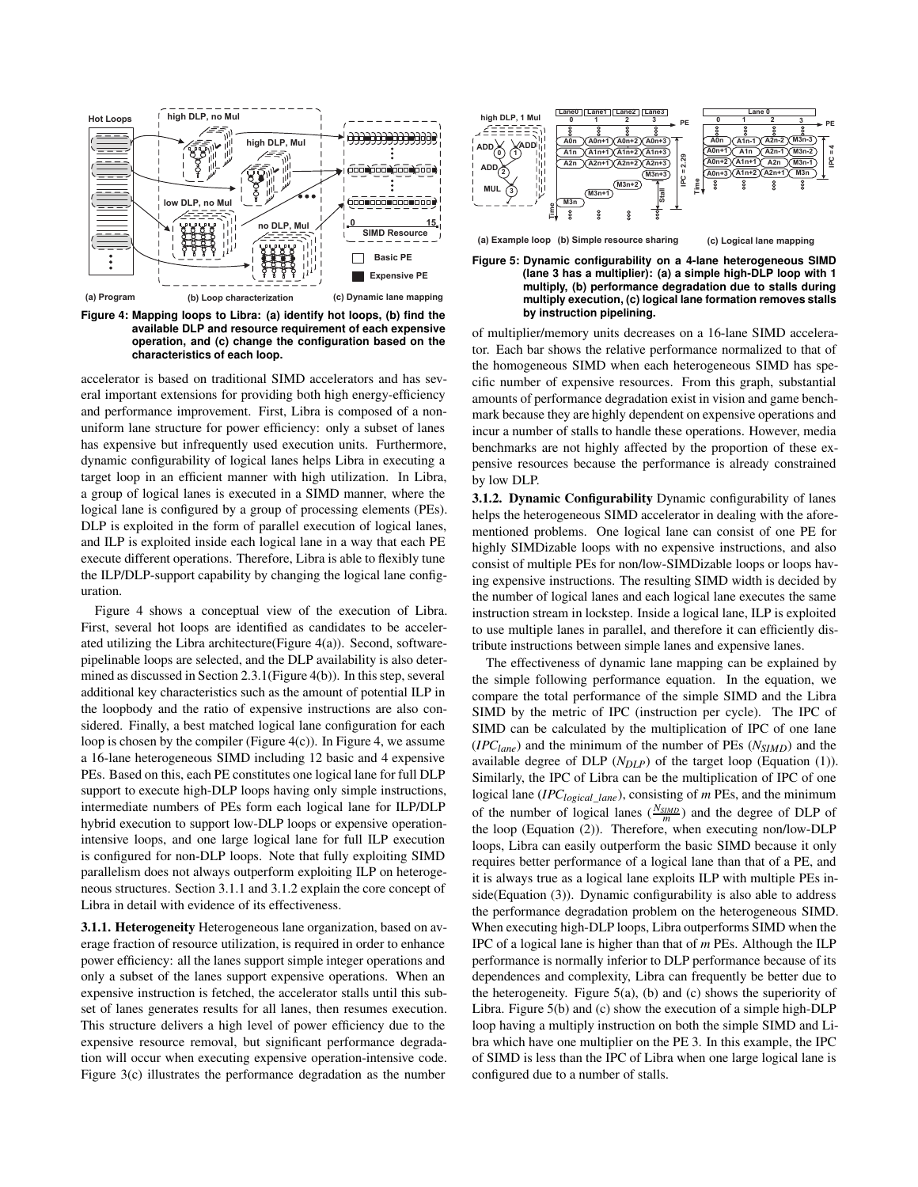Figure 4: Mapping loops to Libra: (a) identify hot loops, (b) find the available DLP and resource requirement of each expensive operation, and (c) change the configuration based on the characteristics of each loop.

accelerator is based on traditional SIMD accelerators and has several important extensions for providing both high energy-efficiency and performance improvement. First, Libra is composed of a non-uniform lane structure for power efficiency: only a subset of lanes has expensive but infrequently used execution units. Furthermore, dynamic configurability of logical lanes helps Libra in executing a target loop in an efficient manner with high utilization. In Libra, a group of logical lanes is executed in a SIMD manner, where the logical lane is configured by a group of processing elements (PEs). DLP is exploited in the form of parallel execution of logical lanes, and ILP is exploited inside each logical lane in a way that each PE execute different operations. Therefore, Libra is able to flexibly tune the ILP/DLP-support capability by changing the logical lane configuration.

Figure 4 shows a conceptual view of the execution of Libra. First, several hot loops are identified as candidates to be accelerated utilizing the Libra architecture(Figure 4(a)). Second, software-pipelinable loops are selected, and the DLP availability is also determined as discussed in Section 2.3.1(Figure 4(b)). In this step, several additional key characteristics such as the amount of potential ILP in the loopbody and the ratio of expensive instructions are also considered. Finally, a best matched logical lane configuration for each loop is chosen by the compiler (Figure 4(c)). In Figure 4, we assume a 16-lane heterogeneous SIMD including 12 basic and 4 expensive PEs. Based on this, each PE constitutes one logical lane for full DLP support to execute high-DLP loops having only simple instructions, intermediate numbers of PEs form each logical lane for ILP/DLP hybrid execution to support low-DLP loops or expensive operation-intensive loops, and one large logical lane for full ILP execution is configured for non-DLP loops. Note that fully exploiting SIMD parallelism does not always outperform exploiting ILP on heterogeneous structures. Section 3.1.1 and 3.1.2 explain the core concept of Libra in detail with evidence of its effectiveness.

**3.1.1. Heterogeneity** Heterogeneous lane organization, based on average fraction of resource utilization, is required in order to enhance power efficiency: all the lanes support simple integer operations and only a subset of the lanes support expensive operations. When an expensive instruction is fetched, the accelerator stalls until this subset of lanes generates results for all lanes, then resumes execution. This structure delivers a high level of power efficiency due to the expensive resource removal, but significant performance degradation will occur when executing expensive operation-intensive code. Figure 3(c) illustrates the performance degradation as the number

Figure 5: Dynamic configurability on a 4-lane heterogeneous SIMD (lane 3 has a multiplier): (a) a simple high-DLP loop with 1 multiply, (b) performance degradation due to stalls during multiply execution, (c) logical lane formation removes stalls by instruction pipelining.

of multiplier/memory units decreases on a 16-lane SIMD accelerator. Each bar shows the relative performance normalized to that of the homogeneous SIMD when each heterogeneous SIMD has specific number of expensive resources. From this graph, substantial amounts of performance degradation exist in vision and game benchmark because they are highly dependent on expensive operations and incur a number of stalls to handle these operations. However, media benchmarks are not highly affected by the proportion of these expensive resources because the performance is already constrained by low DLP.

**3.1.2. Dynamic Configurability** Dynamic configurability of lanes helps the heterogeneous SIMD accelerator in dealing with the aforementioned problems. One logical lane can consist of one PE for highly SIMDizable loops with no expensive instructions, and also consist of multiple PEs for non/low-SIMDizable loops or loops having expensive instructions. The resulting SIMD width is decided by the number of logical lanes and each logical lane executes the same instruction stream in lockstep. Inside a logical lane, ILP is exploited to use multiple lanes in parallel, and therefore it can efficiently distribute instructions between simple lanes and expensive lanes.

The effectiveness of dynamic lane mapping can be explained by the simple following performance equation. In the equation, we compare the total performance of the simple SIMD and the Libra SIMD by the metric of IPC (instruction per cycle). The IPC of SIMD can be calculated by the multiplication of IPC of one lane ($IPC_{lane}$) and the minimum of the number of PEs ($N_{SIMD}$) and the available degree of DLP ($N_{DLP}$) of the target loop (Equation (1)). Similarly, the IPC of Libra can be the multiplication of IPC of one logical lane ($IPC_{logical\_lane}$), consisting of $m$ PEs, and the minimum of the number of logical lanes ($\frac{N_{SIMD}}{m}$) and the degree of DLP of the loop (Equation (2)). Therefore, when executing non/low-DLP loops, Libra can easily outperform the basic SIMD because it only requires better performance of a logical lane than that of a PE, and it is always true as a logical lane exploits ILP with multiple PEs inside(Equation (3)). Dynamic configurability is also able to address the performance degradation problem on the heterogeneous SIMD. When executing high-DLP loops, Libra outperforms SIMD when the IPC of a logical lane is higher than that of $m$ PEs. Although the ILP performance is normally inferior to DLP performance because of its dependences and complexity, Libra can frequently be better due to the heterogeneity. Figure 5(a), (b) and (c) shows the superiority of Libra. Figure 5(b) and (c) show the execution of a simple high-DLP loop having a multiply instruction on both the simple SIMD and Libra which have one multiplier on the PE 3. In this example, the IPC of SIMD is less than the IPC of Libra when one large logical lane is configured due to a number of stalls.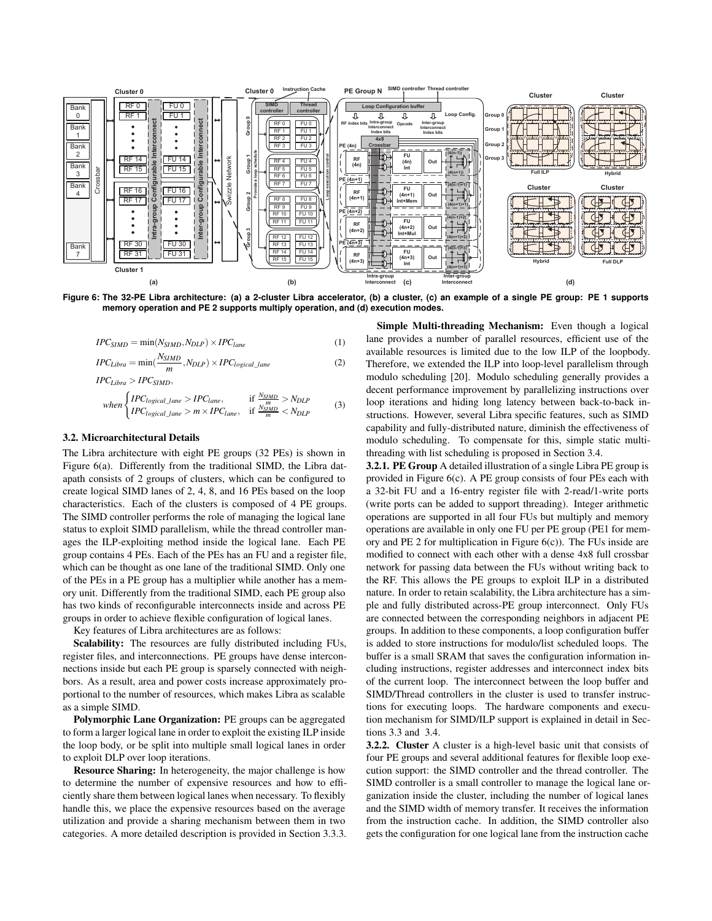Figure 6: The 32-PE Libra architecture: (a) a 2-cluster Libra accelerator, (b) a cluster, (c) an example of a single PE group: PE 1 supports memory operation and PE 2 supports multiply operation, and (d) execution modes.

$$IPC_{SIMD} = \min(N_{SIMD}, N_{DLP}) \times IPC_{lane} \quad (1)$$

$$IPC_{Libra} = \min(\frac{N_{SIMD}}{m}, N_{DLP}) \times IPC_{logical\_lane} \quad (2)$$

$$IPC_{Libra} > IPC_{SIMD},$$

$$when \begin{cases} IPC_{logical\_lane} > IPC_{lane}, & \text{if } \frac{N_{SIMD}}{m} > N_{DLP} \\ IPC_{logical\_lane} > m \times IPC_{lane}, & \text{if } \frac{N_{SIMD}}{m} < N_{DLP} \end{cases} \quad (3)$$

### 3.2. Microarchitectural Details

The Libra architecture with eight PE groups (32 PEs) is shown in Figure 6(a). Differently from the traditional SIMD, the Libra datapath consists of 2 groups of clusters, which can be configured to create logical SIMD lanes of 2, 4, 8, and 16 PEs based on the loop characteristics. Each of the clusters is composed of 4 PE groups. The SIMD controller performs the role of managing the logical lane status to exploit SIMD parallelism, while the thread controller manages the ILP-exploiting method inside the logical lane. Each PE group contains 4 PEs. Each of the PEs has an FU and a register file, which can be thought as one lane of the traditional SIMD. Only one of the PEs in a PE group has a multiplier while another has a memory unit. Differently from the traditional SIMD, each PE group also has two kinds of reconfigurable interconnects inside and across PE groups in order to achieve flexible configuration of logical lanes.

Key features of Libra architectures are as follows:

**Scalability:** The resources are fully distributed including FUs, register files, and interconnections. PE groups have dense interconnections inside but each PE group is sparsely connected with neighbors. As a result, area and power costs increase approximately proportional to the number of resources, which makes Libra as scalable as a simple SIMD.

**Polymorphic Lane Organization:** PE groups can be aggregated to form a larger logical lane in order to exploit the existing ILP inside the loop body, or be split into multiple small logical lanes in order to exploit DLP over loop iterations.

**Resource Sharing:** In heterogeneity, the major challenge is how to determine the number of expensive resources and how to efficiently share them between logical lanes when necessary. To flexibly handle this, we place the expensive resources based on the average utilization and provide a sharing mechanism between them in two categories. A more detailed description is provided in Section 3.3.3.

**Simple Multi-threading Mechanism:** Even though a logical lane provides a number of parallel resources, efficient use of the available resources is limited due to the low ILP of the loopbody. Therefore, we extended the ILP into loop-level parallelism through modulo scheduling [20]. Modulo scheduling generally provides a decent performance improvement by parallelizing instructions over loop iterations and hiding long latency between back-to-back instructions. However, several Libra specific features, such as SIMD capability and fully-distributed nature, diminish the effectiveness of modulo scheduling. To compensate for this, simple static multi-threading with list scheduling is proposed in Section 3.4.

**3.2.1. PE Group** A detailed illustration of a single Libra PE group is provided in Figure 6(c). A PE group consists of four PEs each with a 32-bit FU and a 16-entry register file with 2-read/1-write ports (write ports can be added to support threading). Integer arithmetic operations are supported in all four FUs but multiply and memory operations are available in only one FU per PE group (PE1 for memory and PE 2 for multiplication in Figure 6(c)). The FUs inside are modified to connect with each other with a dense 4x8 full crossbar network for passing data between the FUs without writing back to the RF. This allows the PE groups to exploit ILP in a distributed nature. In order to retain scalability, the Libra architecture has a simple and fully distributed across-PE group interconnect. Only FUs are connected between the corresponding neighbors in adjacent PE groups. In addition to these components, a loop configuration buffer is added to store instructions for modulo/list scheduled loops. The buffer is a small SRAM that saves the configuration information including instructions, register addresses and interconnect index bits of the current loop. The interconnect between the loop buffer and SIMD/Thread controllers in the cluster is used to transfer instructions for executing loops. The hardware components and execution mechanism for SIMD/ILP support is explained in detail in Sections 3.3 and 3.4.

**3.2.2. Cluster** A cluster is a high-level basic unit that consists of four PE groups and several additional features for flexible loop execution support: the SIMD controller and the thread controller. The SIMD controller is a small controller to manage the logical lane organization inside the cluster, including the number of logical lanes and the SIMD width of memory transfer. It receives the information from the instruction cache. In addition, the SIMD controller also gets the configuration for one logical lane from the instruction cache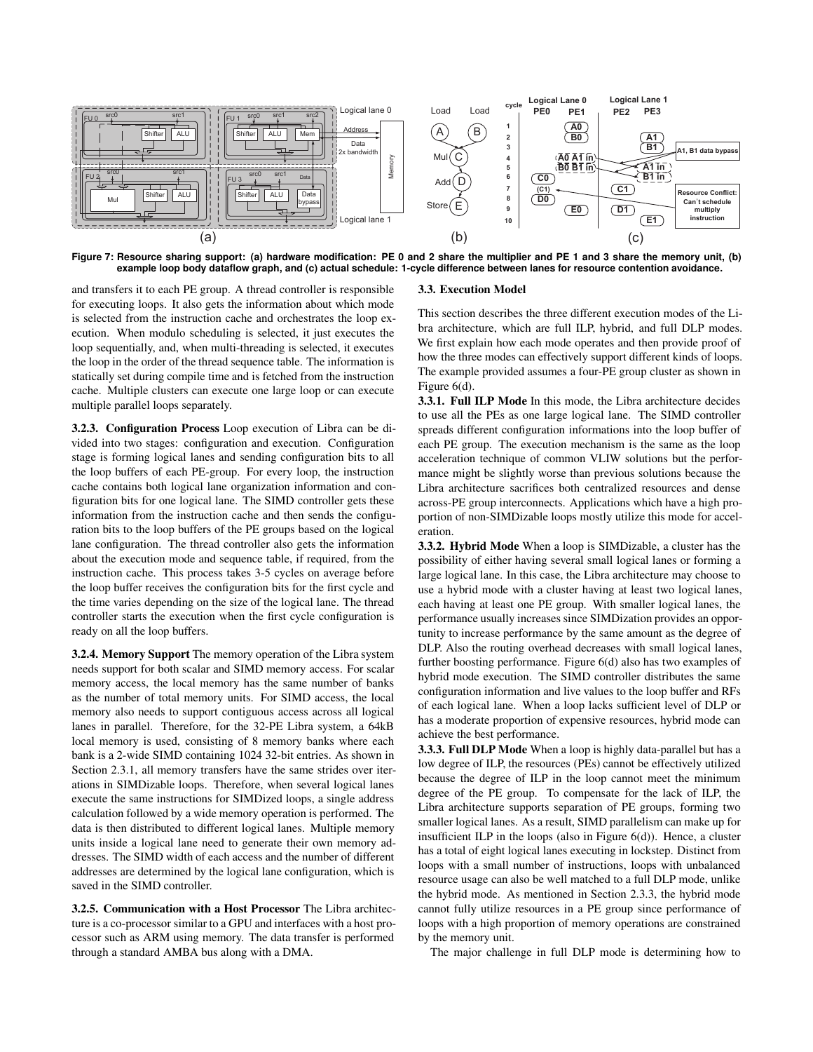Figure 7: Resource sharing support: (a) hardware modification: PE 0 and 2 share the multiplier and PE 1 and 3 share the memory unit, (b) example loop body dataflow graph, and (c) actual schedule: 1-cycle difference between lanes for resource contention avoidance.

and transfers it to each PE group. A thread controller is responsible for executing loops. It also gets the information about which mode is selected from the instruction cache and orchestrates the loop execution. When modulo scheduling is selected, it just executes the loop sequentially, and, when multi-threading is selected, it executes the loop in the order of the thread sequence table. The information is statically set during compile time and is fetched from the instruction cache. Multiple clusters can execute one large loop or can execute multiple parallel loops separately.

**3.2.3. Configuration Process** Loop execution of Libra can be divided into two stages: configuration and execution. Configuration stage is forming logical lanes and sending configuration bits to all the loop buffers of each PE-group. For every loop, the instruction cache contains both logical lane organization information and configuration bits for one logical lane. The SIMD controller gets these information from the instruction cache and then sends the configuration bits to the loop buffers of the PE groups based on the logical lane configuration. The thread controller also gets the information about the execution mode and sequence table, if required, from the instruction cache. This process takes 3-5 cycles on average before the loop buffer receives the configuration bits for the first cycle and the time varies depending on the size of the logical lane. The thread controller starts the execution when the first cycle configuration is ready on all the loop buffers.

**3.2.4. Memory Support** The memory operation of the Libra system needs support for both scalar and SIMD memory access. For scalar memory access, the local memory has the same number of banks as the number of total memory units. For SIMD access, the local memory also needs to support contiguous access across all logical lanes in parallel. Therefore, for the 32-PE Libra system, a 64kB local memory is used, consisting of 8 memory banks where each bank is a 2-wide SIMD containing 1024 32-bit entries. As shown in Section 2.3.1, all memory transfers have the same strides over iterations in SIMDizable loops. Therefore, when several logical lanes execute the same instructions for SIMDized loops, a single address calculation followed by a wide memory operation is performed. The data is then distributed to different logical lanes. Multiple memory units inside a logical lane need to generate their own memory addresses. The SIMD width of each access and the number of different addresses are determined by the logical lane configuration, which is saved in the SIMD controller.

**3.2.5. Communication with a Host Processor** The Libra architecture is a co-processor similar to a GPU and interfaces with a host processor such as ARM using memory. The data transfer is performed through a standard AMBA bus along with a DMA.

### 3.3. Execution Model

This section describes the three different execution modes of the Libra architecture, which are full ILP, hybrid, and full DLP modes. We first explain how each mode operates and then provide proof of how the three modes can effectively support different kinds of loops. The example provided assumes a four-PE group cluster as shown in Figure 6(d).

**3.3.1. Full ILP Mode** In this mode, the Libra architecture decides to use all the PEs as one large logical lane. The SIMD controller spreads different configuration informations into the loop buffer of each PE group. The execution mechanism is the same as the loop acceleration technique of common VLIW solutions but the performance might be slightly worse than previous solutions because the Libra architecture sacrifices both centralized resources and dense across-PE group interconnects. Applications which have a high proportion of non-SIMDizable loops mostly utilize this mode for acceleration.

**3.3.2. Hybrid Mode** When a loop is SIMDizable, a cluster has the possibility of either having several small logical lanes or forming a large logical lane. In this case, the Libra architecture may choose to use a hybrid mode with a cluster having at least two logical lanes, each having at least one PE group. With smaller logical lanes, the performance usually increases since SIMDization provides an opportunity to increase performance by the same amount as the degree of DLP. Also the routing overhead decreases with small logical lanes, further boosting performance. Figure 6(d) also has two examples of hybrid mode execution. The SIMD controller distributes the same configuration information and live values to the loop buffer and RFs of each logical lane. When a loop lacks sufficient level of DLP or has a moderate proportion of expensive resources, hybrid mode can achieve the best performance.

**3.3.3. Full DLP Mode** When a loop is highly data-parallel but has a low degree of ILP, the resources (PEs) cannot be effectively utilized because the degree of ILP in the loop cannot meet the minimum degree of the PE group. To compensate for the lack of ILP, the Libra architecture supports separation of PE groups, forming two smaller logical lanes. As a result, SIMD parallelism can make up for insufficient ILP in the loops (also in Figure 6(d)). Hence, a cluster has a total of eight logical lanes executing in lockstep. Distinct from loops with a small number of instructions, loops with unbalanced resource usage can also be well matched to a full DLP mode, unlike the hybrid mode. As mentioned in Section 2.3.3, the hybrid mode cannot fully utilize resources in a PE group since performance of loops with a high proportion of memory operations are constrained by the memory unit.

The major challenge in full DLP mode is determining how to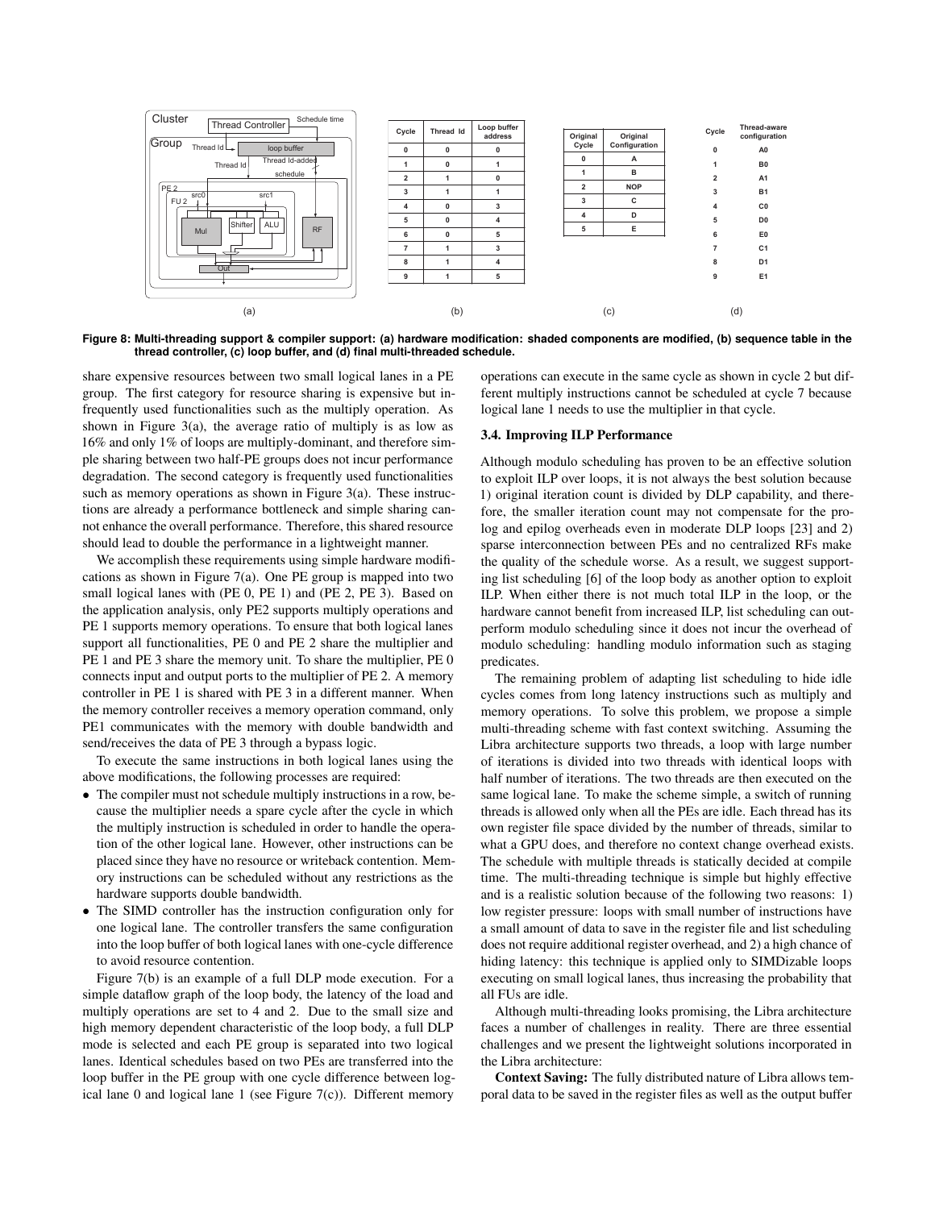| Cycle | Thread Id | Loop buffer address |
|---|---|---|
| 0 | 0 | 0 |
| 1 | 0 | 1 |
| 2 | 1 | 0 |
| 3 | 1 | 1 |
| 4 | 0 | 3 |
| 5 | 0 | 4 |
| 6 | 0 | 5 |
| 7 | 1 | 3 |
| 8 | 1 | 4 |
| 9 | 1 | 5 |

| Original Cycle | Original Configuration |
|---|---|
| 0 | A |
| 1 | B |
| 2 | NOP |
| 3 | C |
| 4 | D |
| 5 | E |

| Cycle | Thread-aware configuration |
|---|---|
| 0 | A0 |
| 1 | B0 |
| 2 | A1 |
| 3 | B1 |
| 4 | C0 |
| 5 | D0 |
| 6 | E0 |
| 7 | C1 |
| 8 | D1 |
| 9 | E1 |

**Figure 8: Multi-threading support & compiler support: (a) hardware modification: shaded components are modified, (b) sequence table in the thread controller, (c) loop buffer, and (d) final multi-threaded schedule.**

share expensive resources between two small logical lanes in a PE group. The first category for resource sharing is expensive but infrequently used functionalities such as the multiply operation. As shown in Figure 3(a), the average ratio of multiply is as low as 16% and only 1% of loops are multiply-dominant, and therefore simple sharing between two half-PE groups does not incur performance degradation. The second category is frequently used functionalities such as memory operations as shown in Figure 3(a). These instructions are already a performance bottleneck and simple sharing cannot enhance the overall performance. Therefore, this shared resource should lead to double the performance in a lightweight manner.

We accomplish these requirements using simple hardware modifications as shown in Figure 7(a). One PE group is mapped into two small logical lanes with (PE 0, PE 1) and (PE 2, PE 3). Based on the application analysis, only PE2 supports multiply operations and PE 1 supports memory operations. To ensure that both logical lanes support all functionalities, PE 0 and PE 2 share the multiplier and PE 1 and PE 3 share the memory unit. To share the multiplier, PE 0 connects input and output ports to the multiplier of PE 2. A memory controller in PE 1 is shared with PE 3 in a different manner. When the memory controller receives a memory operation command, only PE1 communicates with the memory with double bandwidth and send/receives the data of PE 3 through a bypass logic.

To execute the same instructions in both logical lanes using the above modifications, the following processes are required:

- The compiler must not schedule multiply instructions in a row, because the multiplier needs a spare cycle after the cycle in which the multiply instruction is scheduled in order to handle the operation of the other logical lane. However, other instructions can be placed since they have no resource or writeback contention. Memory instructions can be scheduled without any restrictions as the hardware supports double bandwidth.
- The SIMD controller has the instruction configuration only for one logical lane. The controller transfers the same configuration into the loop buffer of both logical lanes with one-cycle difference to avoid resource contention.

Figure 7(b) is an example of a full DLP mode execution. For a simple dataflow graph of the loop body, the latency of the load and multiply operations are set to 4 and 2. Due to the small size and high memory dependent characteristic of the loop body, a full DLP mode is selected and each PE group is separated into two logical lanes. Identical schedules based on two PEs are transferred into the loop buffer in the PE group with one cycle difference between logical lane 0 and logical lane 1 (see Figure 7(c)). Different memory operations can execute in the same cycle as shown in cycle 2 but different multiply instructions cannot be scheduled at cycle 7 because logical lane 1 needs to use the multiplier in that cycle.

### 3.4. Improving ILP Performance

Although modulo scheduling has proven to be an effective solution to exploit ILP over loops, it is not always the best solution because 1) original iteration count is divided by DLP capability, and therefore, the smaller iteration count may not compensate for the prolog and epilog overheads even in moderate DLP loops [23] and 2) sparse interconnection between PEs and no centralized RFs make the quality of the schedule worse. As a result, we suggest supporting list scheduling [6] of the loop body as another option to exploit ILP. When either there is not much total ILP in the loop, or the hardware cannot benefit from increased ILP, list scheduling can outperform modulo scheduling since it does not incur the overhead of modulo scheduling: handling modulo information such as staging predicates.

The remaining problem of adapting list scheduling to hide idle cycles comes from long latency instructions such as multiply and memory operations. To solve this problem, we propose a simple multi-threading scheme with fast context switching. Assuming the Libra architecture supports two threads, a loop with large number of iterations is divided into two threads with identical loops with half number of iterations. The two threads are then executed on the same logical lane. To make the scheme simple, a switch of running threads is allowed only when all the PEs are idle. Each thread has its own register file space divided by the number of threads, similar to what a GPU does, and therefore no context change overhead exists. The schedule with multiple threads is statically decided at compile time. The multi-threading technique is simple but highly effective and is a realistic solution because of the following two reasons: 1) low register pressure: loops with small number of instructions have a small amount of data to save in the register file and list scheduling does not require additional register overhead, and 2) a high chance of hiding latency: this technique is applied only to SIMDizable loops executing on small logical lanes, thus increasing the probability that all FUs are idle.

Although multi-threading looks promising, the Libra architecture faces a number of challenges in reality. There are three essential challenges and we present the lightweight solutions incorporated in the Libra architecture:

**Context Saving:** The fully distributed nature of Libra allows temporal data to be saved in the register files as well as the output buffer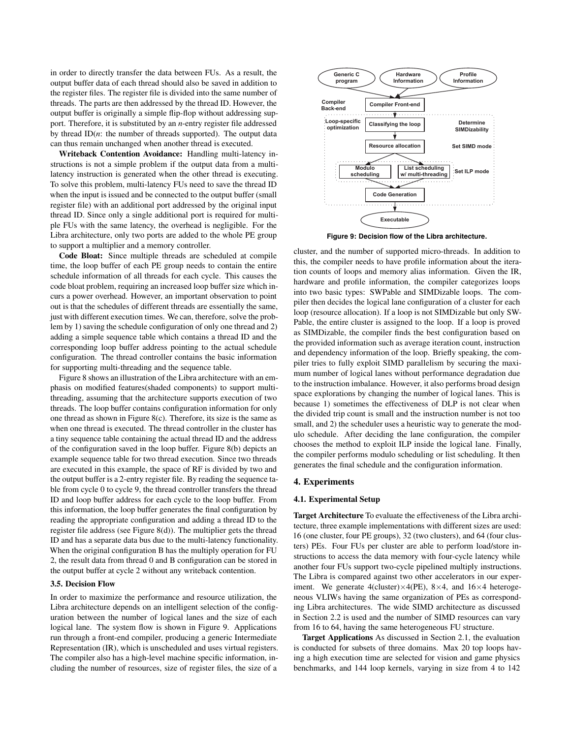in order to directly transfer the data between FUs. As a result, the output buffer data of each thread should also be saved in addition to the register files. The register file is divided into the same number of threads. The parts are then addressed by the thread ID. However, the output buffer is originally a simple flip-flop without addressing support. Therefore, it is substituted by an $n$-entry register file addressed by thread ID($n$: the number of threads supported). The output data can thus remain unchanged when another thread is executed.

**Writeback Contention Avoidance:** Handling multi-latency instructions is not a simple problem if the output data from a multi-latency instruction is generated when the other thread is executing. To solve this problem, multi-latency FUs need to save the thread ID when the input is issued and be connected to the output buffer (small register file) with an additional port addressed by the original input thread ID. Since only a single additional port is required for multiple FUs with the same latency, the overhead is negligible. For the Libra architecture, only two ports are added to the whole PE group to support a multiplier and a memory controller.

**Code Bloat:** Since multiple threads are scheduled at compile time, the loop buffer of each PE group needs to contain the entire schedule information of all threads for each cycle. This causes the code bloat problem, requiring an increased loop buffer size which incurs a power overhead. However, an important observation to point out is that the schedules of different threads are essentially the same, just with different execution times. We can, therefore, solve the problem by 1) saving the schedule configuration of only one thread and 2) adding a simple sequence table which contains a thread ID and the corresponding loop buffer address pointing to the actual schedule configuration. The thread controller contains the basic information for supporting multi-threading and the sequence table.

Figure 8 shows an illustration of the Libra architecture with an emphasis on modified features(shaded components) to support multi-threading, assuming that the architecture supports execution of two threads. The loop buffer contains configuration information for only one thread as shown in Figure 8(c). Therefore, its size is the same as when one thread is executed. The thread controller in the cluster has a tiny sequence table containing the actual thread ID and the address of the configuration saved in the loop buffer. Figure 8(b) depicts an example sequence table for two thread execution. Since two threads are executed in this example, the space of RF is divided by two and the output buffer is a 2-entry register file. By reading the sequence table from cycle 0 to cycle 9, the thread controller transfers the thread ID and loop buffer address for each cycle to the loop buffer. From this information, the loop buffer generates the final configuration by reading the appropriate configuration and adding a thread ID to the register file address (see Figure 8(d)). The multiplier gets the thread ID and has a separate data bus due to the multi-latency functionality. When the original configuration B has the multiply operation for FU 2, the result data from thread 0 and B configuration can be stored in the output buffer at cycle 2 without any writeback contention.

### 3.5. Decision Flow

In order to maximize the performance and resource utilization, the Libra architecture depends on an intelligent selection of the configuration between the number of logical lanes and the size of each logical lane. The system flow is shown in Figure 9. Applications run through a front-end compiler, producing a generic Intermediate Representation (IR), which is unscheduled and uses virtual registers. The compiler also has a high-level machine specific information, including the number of resources, size of register files, the size of a cluster, and the number of supported micro-threads. In addition to this, the compiler needs to have profile information about the iteration counts of loops and memory alias information. Given the IR, hardware and profile information, the compiler categorizes loops into two basic types: SWPable and SIMDizable loops. The compiler then decides the logical lane configuration of a cluster for each loop (resource allocation). If a loop is not SIMDizable but only SWPable, the entire cluster is assigned to the loop. If a loop is proved as SIMDizable, the compiler finds the best configuration based on the provided information such as average iteration count, instruction and dependency information of the loop. Briefly speaking, the compiler tries to fully exploit SIMD parallelism by securing the maximum number of logical lanes without performance degradation due to the instruction imbalance. However, it also performs broad design space explorations by changing the number of logical lanes. This is because 1) sometimes the effectiveness of DLP is not clear when the divided trip count is small and the instruction number is not too small, and 2) the scheduler uses a heuristic way to generate the modulo schedule. After deciding the lane configuration, the compiler chooses the method to exploit ILP inside the logical lane. Finally, the compiler performs modulo scheduling or list scheduling. It then generates the final schedule and the configuration information.

Generic C program | Hardware Information | Profile Information
Compiler Back-end | Compiler Front-end
Loop-specific optimization | Classifying the loop | Determine SIMDizability
Resource allocation | Set SIMD mode
Modulo scheduling | List scheduling w/ multi-threading | Set ILP mode
Code Generation
Executable

**Figure 9: Decision flow of the Libra architecture.**

## 4. Experiments

### 4.1. Experimental Setup

**Target Architecture** To evaluate the effectiveness of the Libra architecture, three example implementations with different sizes are used: 16 (one cluster, four PE groups), 32 (two clusters), and 64 (four clusters) PEs. Four FUs per cluster are able to perform load/store instructions to access the data memory with four-cycle latency while another four FUs support two-cycle pipelined multiply instructions. The Libra is compared against two other accelerators in our experiment. We generate 4(cluster)×4(PE), 8×4, and 16×4 heterogeneous VLIWs having the same organization of PEs as corresponding Libra architectures. The wide SIMD architecture as discussed in Section 2.2 is used and the number of SIMD resources can vary from 16 to 64, having the same heterogeneous FU structure.

**Target Applications** As discussed in Section 2.1, the evaluation is conducted for subsets of three domains. Max 20 top loops having a high execution time are selected for vision and game physics benchmarks, and 144 loop kernels, varying in size from 4 to 142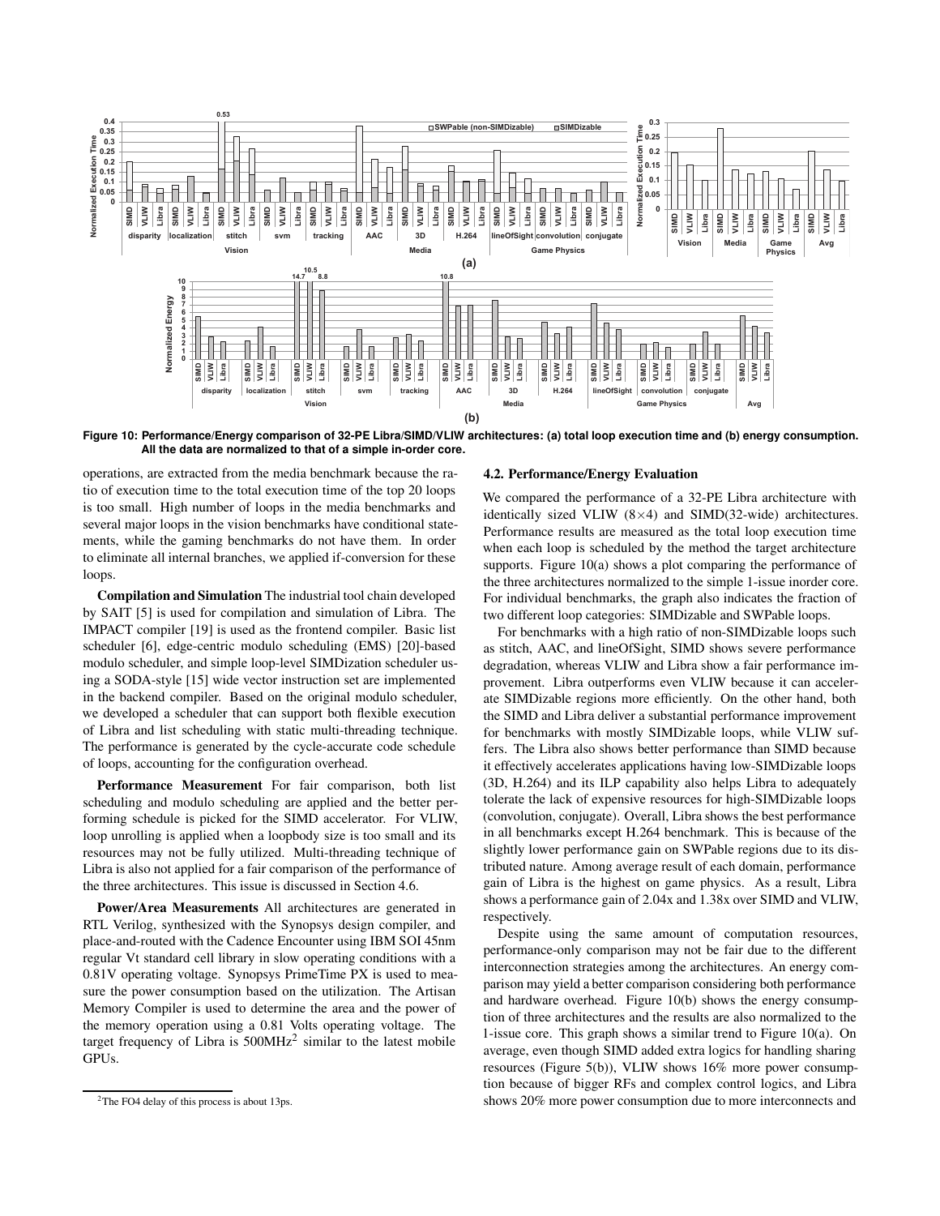Figure 10: Performance/Energy comparison of 32-PE Libra/SIMD/VLIW architectures: (a) total loop execution time and (b) energy consumption. All the data are normalized to that of a simple in-order core.

operations, are extracted from the media benchmark because the ratio of execution time to the total execution time of the top 20 loops is too small. High number of loops in the media benchmarks and several major loops in the vision benchmarks have conditional statements, while the gaming benchmarks do not have them. In order to eliminate all internal branches, we applied if-conversion for these loops.

**Compilation and Simulation** The industrial tool chain developed by SAIT [5] is used for compilation and simulation of Libra. The IMPACT compiler [19] is used as the frontend compiler. Basic list scheduler [6], edge-centric modulo scheduling (EMS) [20]-based modulo scheduler, and simple loop-level SIMDization scheduler using a SODA-style [15] wide vector instruction set are implemented in the backend compiler. Based on the original modulo scheduler, we developed a scheduler that can support both flexible execution of Libra and list scheduling with static multi-threading technique. The performance is generated by the cycle-accurate code schedule of loops, accounting for the configuration overhead.

**Performance Measurement** For fair comparison, both list scheduling and modulo scheduling are applied and the better performing schedule is picked for the SIMD accelerator. For VLIW, loop unrolling is applied when a loopbody size is too small and its resources may not be fully utilized. Multi-threading technique of Libra is also not applied for a fair comparison of the performance of the three architectures. This issue is discussed in Section 4.6.

**Power/Area Measurements** All architectures are generated in RTL Verilog, synthesized with the Synopsys design compiler, and place-and-routed with the Cadence Encounter using IBM SOI 45nm regular Vt standard cell library in slow operating conditions with a 0.81V operating voltage. Synopsys PrimeTime PX is used to measure the power consumption based on the utilization. The Artisan Memory Compiler is used to determine the area and the power of the memory operation using a 0.81 Volts operating voltage. The target frequency of Libra is 500MHz[2] similar to the latest mobile GPUs.

[2]The FO4 delay of this process is about 13ps.

### 4.2. Performance/Energy Evaluation

We compared the performance of a 32-PE Libra architecture with identically sized VLIW (8×4) and SIMD(32-wide) architectures. Performance results are measured as the total loop execution time when each loop is scheduled by the method the target architecture supports. Figure 10(a) shows a plot comparing the performance of the three architectures normalized to the simple 1-issue inorder core. For individual benchmarks, the graph also indicates the fraction of two different loop categories: SIMDizable and SWPable loops.

For benchmarks with a high ratio of non-SIMDizable loops such as stitch, AAC, and lineOfSight, SIMD shows severe performance degradation, whereas VLIW and Libra show a fair performance improvement. Libra outperforms even VLIW because it can accelerate SIMDizable regions more efficiently. On the other hand, both the SIMD and Libra deliver a substantial performance improvement for benchmarks with mostly SIMDizable loops, while VLIW suffers. The Libra also shows better performance than SIMD because it effectively accelerates applications having low-SIMDizable loops (3D, H.264) and its ILP capability also helps Libra to adequately tolerate the lack of expensive resources for high-SIMDizable loops (convolution, conjugate). Overall, Libra shows the best performance in all benchmarks except H.264 benchmark. This is because of the slightly lower performance gain on SWPable regions due to its distributed nature. Among average result of each domain, performance gain of Libra is the highest on game physics. As a result, Libra shows a performance gain of 2.04x and 1.38x over SIMD and VLIW, respectively.

Despite using the same amount of computation resources, performance-only comparison may not be fair due to the different interconnection strategies among the architectures. An energy comparison may yield a better comparison considering both performance and hardware overhead. Figure 10(b) shows the energy consumption of three architectures and the results are also normalized to the 1-issue core. This graph shows a similar trend to Figure 10(a). On average, even though SIMD added extra logics for handling sharing resources (Figure 5(b)), VLIW shows 16% more power consumption because of bigger RFs and complex control logics, and Libra shows 20% more power consumption due to more interconnects and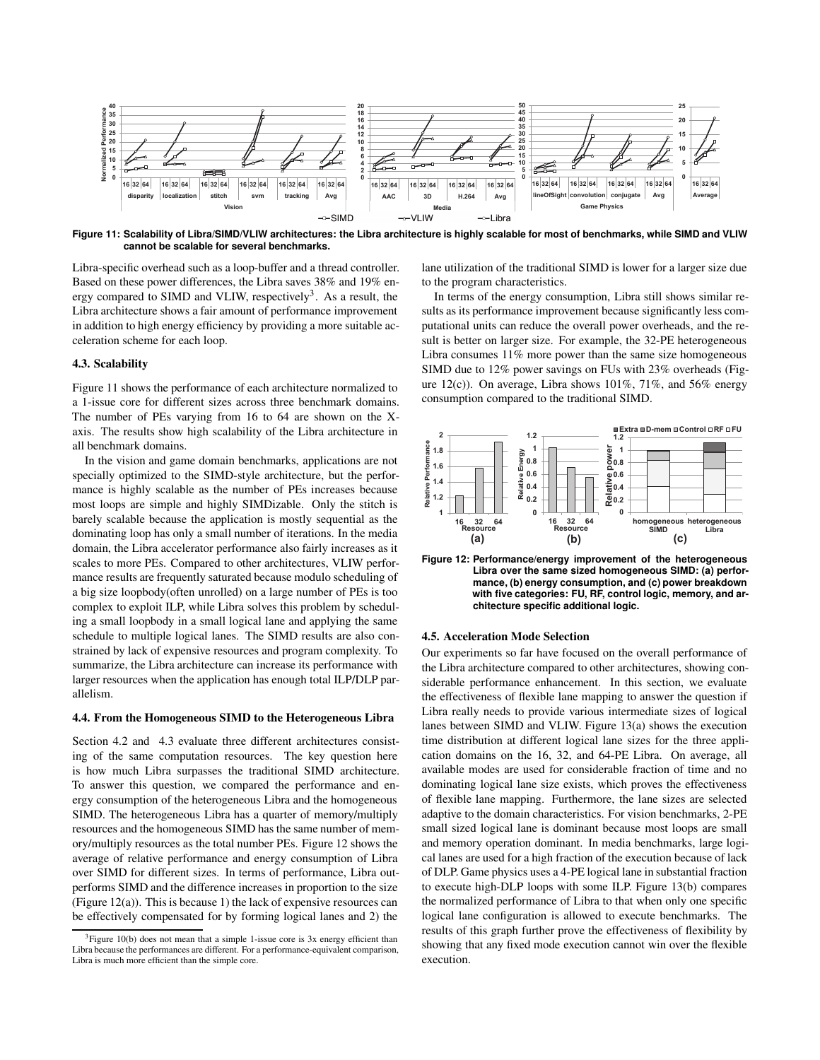Figure 11: Scalability of Libra/SIMD/VLIW architectures: the Libra architecture is highly scalable for most of benchmarks, while SIMD and VLIW cannot be scalable for several benchmarks.

Libra-specific overhead such as a loop-buffer and a thread controller. Based on these power differences, the Libra saves 38% and 19% energy compared to SIMD and VLIW, respectively[3]. As a result, the Libra architecture shows a fair amount of performance improvement in addition to high energy efficiency by providing a more suitable acceleration scheme for each loop.

### 4.3. Scalability

Figure 11 shows the performance of each architecture normalized to a 1-issue core for different sizes across three benchmark domains. The number of PEs varying from 16 to 64 are shown on the X-axis. The results show high scalability of the Libra architecture in all benchmark domains.

In the vision and game domain benchmarks, applications are not specially optimized to the SIMD-style architecture, but the performance is highly scalable as the number of PEs increases because most loops are simple and highly SIMDizable. Only the stitch is barely scalable because the application is mostly sequential as the dominating loop has only a small number of iterations. In the media domain, the Libra accelerator performance also fairly increases as it scales to more PEs. Compared to other architectures, VLIW performance results are frequently saturated because modulo scheduling of a big size loopbody(often unrolled) on a large number of PEs is too complex to exploit ILP, while Libra solves this problem by scheduling a small loopbody in a small logical lane and applying the same schedule to multiple logical lanes. The SIMD results are also constrained by lack of expensive resources and program complexity. To summarize, the Libra architecture can increase its performance with larger resources when the application has enough total ILP/DLP parallelism.

### 4.4. From the Homogeneous SIMD to the Heterogeneous Libra

Section 4.2 and 4.3 evaluate three different architectures consisting of the same computation resources. The key question here is how much Libra surpasses the traditional SIMD architecture. To answer this question, we compared the performance and energy consumption of the heterogeneous Libra and the homogeneous SIMD. The heterogeneous Libra has a quarter of memory/multiply resources and the homogeneous SIMD has the same number of memory/multiply resources as the total number PEs. Figure 12 shows the average of relative performance and energy consumption of Libra over SIMD for different sizes. In terms of performance, Libra outperforms SIMD and the difference increases in proportion to the size (Figure 12(a)). This is because 1) the lack of expensive resources can be effectively compensated for by forming logical lanes and 2) the lane utilization of the traditional SIMD is lower for a larger size due to the program characteristics.

In terms of the energy consumption, Libra still shows similar results as its performance improvement because significantly less computational units can reduce the overall power overheads, and the result is better on larger size. For example, the 32-PE heterogeneous Libra consumes 11% more power than the same size homogeneous SIMD due to 12% power savings on FUs with 23% overheads (Figure 12(c)). On average, Libra shows 101%, 71%, and 56% energy consumption compared to the traditional SIMD.

Figure 12: Performance/energy improvement of the heterogeneous Libra over the same sized homogeneous SIMD: (a) performance, (b) energy consumption, and (c) power breakdown with five categories: FU, RF, control logic, memory, and architecture specific additional logic.

### 4.5. Acceleration Mode Selection

Our experiments so far have focused on the overall performance of the Libra architecture compared to other architectures, showing considerable performance enhancement. In this section, we evaluate the effectiveness of flexible lane mapping to answer the question if Libra really needs to provide various intermediate sizes of logical lanes between SIMD and VLIW. Figure 13(a) shows the execution time distribution at different logical lane sizes for the three application domains on the 16, 32, and 64-PE Libra. On average, all available modes are used for considerable fraction of time and no dominating logical lane size exists, which proves the effectiveness of flexible lane mapping. Furthermore, the lane sizes are selected adaptive to the domain characteristics. For vision benchmarks, 2-PE small sized logical lane is dominant because most loops are small and memory operation dominant. In media benchmarks, large logical lanes are used for a high fraction of the execution because of lack of DLP. Game physics uses a 4-PE logical lane in substantial fraction to execute high-DLP loops with some ILP. Figure 13(b) compares the normalized performance of Libra to that when only one specific logical lane configuration is allowed to execute benchmarks. The results of this graph further prove the effectiveness of flexibility by showing that any fixed mode execution cannot win over the flexible execution.

[3] Figure 10(b) does not mean that a simple 1-issue core is 3x energy efficient than Libra because the performances are different. For a performance-equivalent comparison, Libra is much more efficient than the simple core.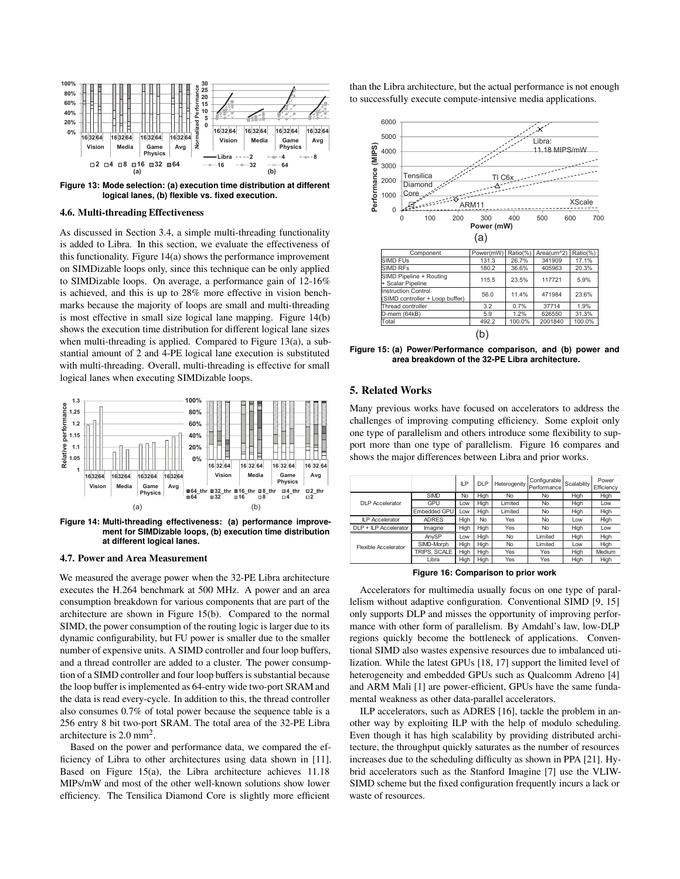Figure 13: Mode selection: (a) execution time distribution at different logical lanes, (b) flexible vs. fixed execution.

### 4.6. Multi-threading Effectiveness

As discussed in Section 3.4, a simple multi-threading functionality is added to Libra. In this section, we evaluate the effectiveness of this functionality. Figure 14(a) shows the performance improvement on SIMDizable loops only, since this technique can be only applied to SIMDizable loops. On average, a performance gain of 12-16% is achieved, and this is up to 28% more effective in vision benchmarks because the majority of loops are small and multi-threading is most effective in small size logical lane mapping. Figure 14(b) shows the execution time distribution for different logical lane sizes when multi-threading is applied. Compared to Figure 13(a), a substantial amount of 2 and 4-PE logical lane execution is substituted with multi-threading. Overall, multi-threading is effective for small logical lanes when executing SIMDizable loops.

Figure 14: Multi-threading effectiveness: (a) performance improvement for SIMDizable loops, (b) execution time distribution at different logical lanes.

### 4.7. Power and Area Measurement

We measured the average power when the 32-PE Libra architecture executes the H.264 benchmark at 500 MHz. A power and an area consumption breakdown for various components that are part of the architecture are shown in Figure 15(b). Compared to the normal SIMD, the power consumption of the routing logic is larger due to its dynamic configurability, but FU power is smaller due to the smaller number of expensive units. A SIMD controller and four loop buffers, and a thread controller are added to a cluster. The power consumption of a SIMD controller and four loop buffers is substantial because the loop buffer is implemented as 64-entry wide two-port SRAM and the data is read every-cycle. In addition to this, the thread controller also consumes 0.7% of total power because the sequence table is a 256 entry 8 bit two-port SRAM. The total area of the 32-PE Libra architecture is 2.0 $mm^2$.

Based on the power and performance data, we compared the efficiency of Libra to other architectures using data shown in [11]. Based on Figure 15(a), the Libra architecture achieves 11.18 MIPs/mW and most of the other well-known solutions show lower efficiency. The Tensilica Diamond Core is slightly more efficient than the Libra architecture, but the actual performance is not enough to successfully execute compute-intensive media applications.

(a)

| Component | Power(mW) | Ratio(%) | Area(um^2) | Ratio(%) |
|---|---|---|---|---|
| SIMD FUs | 131.3 | 26.7% | 341909 | 17.1% |
| SIMD RFs | 180.2 | 36.6% | 405963 | 20.3% |
| SIMD Pipeline + Routing + Scalar Pipeline | 115.5 | 23.5% | 117721 | 5.9% |
| Instruction Control (SIMD controller + Loop buffer) | 56.0 | 11.4% | 471984 | 23.6% |
| Thread controller | 3.2 | 0.7% | 37714 | 1.9% |
| D-mem (64kB) | 5.9 | 1.2% | 626550 | 31.3% |
| Total | 492.2 | 100.0% | 2001840 | 100.0% |

(b)

Figure 15: (a) Power/Performance comparison, and (b) power and area breakdown of the 32-PE Libra architecture.

## 5. Related Works

Many previous works have focused on accelerators to address the challenges of improving computing efficiency. Some exploit only one type of parallelism and others introduce some flexibility to support more than one type of parallelism. Figure 16 compares and shows the major differences between Libra and prior works.

| | | ILP | DLP | Heterogenity | Configurable Performance | Scalability | Power Efficiency |
|---|---|---|---|---|---|---|---|
| DLP Accelerator | SIMD | No | High | No | No | High | High |
| | GPU | Low | High | Limited | No | High | Low |
| | Embedded GPU | Low | High | Limited | No | High | High |
| ILP Accelerator | ADRES | High | No | Yes | No | Low | High |
| DLP + ILP Accelerator | Imagine | High | High | Yes | No | High | Low |
| Flexible Accelerator | AnySP | Low | High | No | Limited | High | High |
| | SIMD-Morph | High | High | No | Limited | Low | High |
| | TRIPS, SCALE | High | High | Yes | Yes | High | Medium |
| | Libra | High | High | Yes | Yes | High | High |

Figure 16: Comparison to prior work

Accelerators for multimedia usually focus on one type of parallelism without adaptive configuration. Conventional SIMD [9, 15] only supports DLP and misses the opportunity of improving performance with other form of parallelism. By Amdahl's law, low-DLP regions quickly become the bottleneck of applications. Conventional SIMD also wastes expensive resources due to imbalanced utilization. While the latest GPUs [18, 17] support the limited level of heterogeneity and embedded GPUs such as Qualcomm Adreno [4] and ARM Mali [1] are power-efficient, GPUs have the same fundamental weakness as other data-parallel accelerators.

ILP accelerators, such as ADRES [16], tackle the problem in another way by exploiting ILP with the help of modulo scheduling. Even though it has high scalability by providing distributed architecture, the throughput quickly saturates as the number of resources increases due to the scheduling difficulty as shown in PPA [21]. Hybrid accelerators such as the Stanford Imagine [7] use the VLIW-SIMD scheme but the fixed configuration frequently incurs a lack or waste of resources.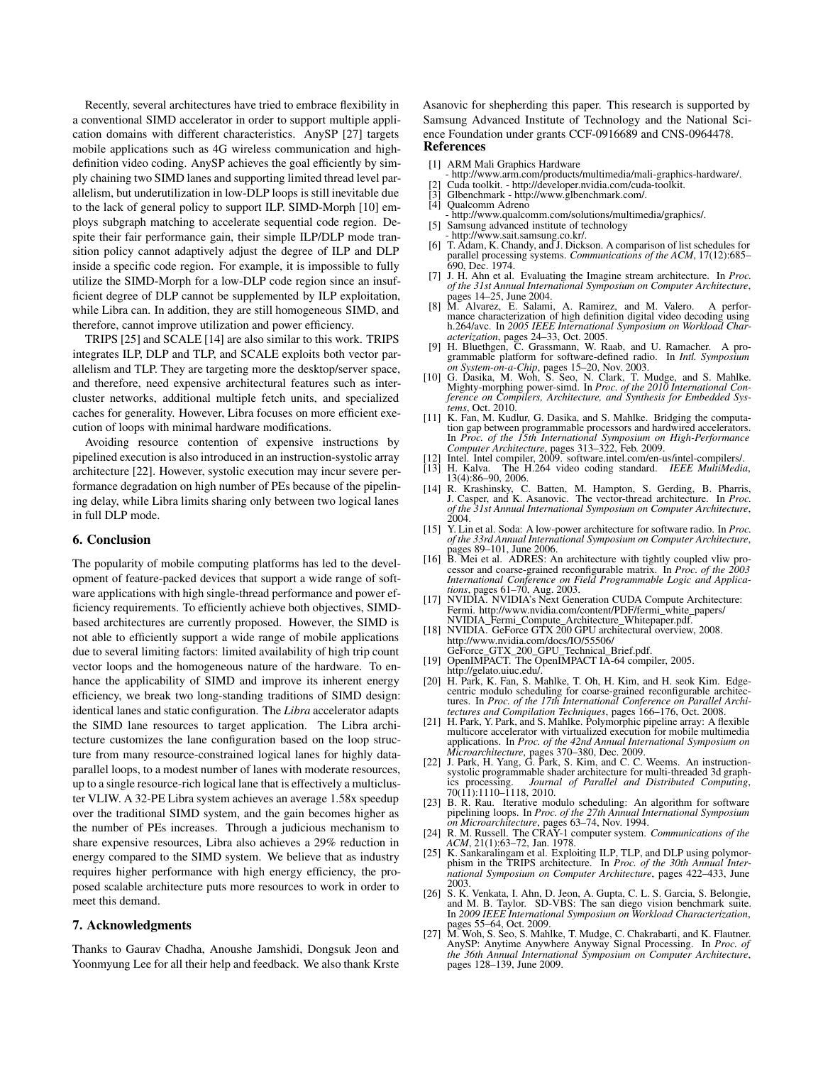Recently, several architectures have tried to embrace flexibility in a conventional SIMD accelerator in order to support multiple application domains with different characteristics. AnySP [27] targets mobile applications such as 4G wireless communication and high-definition video coding. AnySP achieves the goal efficiently by simply chaining two SIMD lanes and supporting limited thread level parallelism, but underutilization in low-DLP loops is still inevitable due to the lack of general policy to support ILP. SIMD-Morph [10] employs subgraph matching to accelerate sequential code region. Despite their fair performance gain, their simple ILP/DLP mode transition policy cannot adaptively adjust the degree of ILP and DLP inside a specific code region. For example, it is impossible to fully utilize the SIMD-Morph for a low-DLP code region since an insufficient degree of DLP cannot be supplemented by ILP exploitation, while Libra can. In addition, they are still homogeneous SIMD, and therefore, cannot improve utilization and power efficiency.

TRIPS [25] and SCALE [14] are also similar to this work. TRIPS integrates ILP, DLP and TLP, and SCALE exploits both vector parallelism and TLP. They are targeting more the desktop/server space, and therefore, need expensive architectural features such as inter-cluster networks, additional multiple fetch units, and specialized caches for generality. However, Libra focuses on more efficient execution of loops with minimal hardware modifications.

Avoiding resource contention of expensive instructions by pipelined execution is also introduced in an instruction-systolic array architecture [22]. However, systolic execution may incur severe performance degradation on high number of PEs because of the pipelining delay, while Libra limits sharing only between two logical lanes in full DLP mode.

## 6. Conclusion

The popularity of mobile computing platforms has led to the development of feature-packed devices that support a wide range of software applications with high single-thread performance and power efficiency requirements. To efficiently achieve both objectives, SIMD-based architectures are currently proposed. However, the SIMD is not able to efficiently support a wide range of mobile applications due to several limiting factors: limited availability of high trip count vector loops and the homogeneous nature of the hardware. To enhance the applicability of SIMD and improve its inherent energy efficiency, we break two long-standing traditions of SIMD design: identical lanes and static configuration. The *Libra* accelerator adapts the SIMD lane resources to target application. The Libra architecture customizes the lane configuration based on the loop structure from many resource-constrained logical lanes for highly data-parallel loops, to a modest number of lanes with moderate resources, up to a single resource-rich logical lane that is effectively a multicluster VLIW. A 32-PE Libra system achieves an average 1.58x speedup over the traditional SIMD system, and the gain becomes higher as the number of PEs increases. Through a judicious mechanism to share expensive resources, Libra also achieves a 29% reduction in energy compared to the SIMD system. We believe that as industry requires higher performance with high energy efficiency, the proposed scalable architecture puts more resources to work in order to meet this demand.

## 7. Acknowledgments

Thanks to Gaurav Chadha, Anoushe Jamshidi, Dongsuk Jeon and Yoonmyung Lee for all their help and feedback. We also thank Krste Asanovic for shepherding this paper. This research is supported by Samsung Advanced Institute of Technology and the National Science Foundation under grants CCF-0916689 and CNS-0964478.

## References

[1] ARM Mali Graphics Hardware - http://www.arm.com/products/multimedia/mali-graphics-hardware/.

[2] Cuda toolkit. - http://developer.nvidia.com/cuda-toolkit.

[3] Glbenchmark - http://www.glbenchmark.com/.

[4] Qualcomm Adreno - http://www.qualcomm.com/solutions/multimedia/graphics/.

[5] Samsung advanced institute of technology - http://www.sait.samsung.co.kr/.

[6] T. Adam, K. Chandy, and J. Dickson. A comparison of list schedules for parallel processing systems. *Communications of the ACM*, 17(12):685–690, Dec. 1974.

[7] J. H. Ahn et al. Evaluating the Imagine stream architecture. In *Proc. of the 31st Annual International Symposium on Computer Architecture*, pages 14–25, June 2004.

[8] M. Alvarez, E. Salami, A. Ramirez, and M. Valero. A performance characterization of high definition digital video decoding using h.264/avc. In *2005 IEEE International Symposium on Workload Characterization*, pages 24–33, Oct. 2005.

[9] H. Bluethgen, C. Grassmann, W. Raab, and U. Ramacher. A programmable platform for software-defined radio. In *Intl. Symposium on System-on-a-Chip*, pages 15–20, Nov. 2003.

[10] G. Dasika, M. Woh, S. Seo, N. Clark, T. Mudge, and S. Mahlke. Mighty-morphing power-simd. In *Proc. of the 2010 International Conference on Compilers, Architecture, and Synthesis for Embedded Systems*, Oct. 2010.

[11] K. Fan, M. Kudlur, G. Dasika, and S. Mahlke. Bridging the computation gap between programmable processors and hardwired accelerators. In *Proc. of the 15th International Symposium on High-Performance Computer Architecture*, pages 313–322, Feb. 2009.

[12] Intel. Intel compiler, 2009. software.intel.com/en-us/intel-compilers/.

[13] H. Kalva. The H.264 video coding standard. *IEEE MultiMedia*, 13(4):86–90, 2006.

[14] R. Krashinsky, C. Batten, M. Hampton, S. Gerding, B. Pharris, J. Casper, and K. Asanovic. The vector-thread architecture. In *Proc. of the 31st Annual International Symposium on Computer Architecture*, 2004.

[15] Y. Lin et al. Soda: A low-power architecture for software radio. In *Proc. of the 33rd Annual International Symposium on Computer Architecture*, pages 89–101, June 2006.

[16] B. Mei et al. ADRES: An architecture with tightly coupled vliw processor and coarse-grained reconfigurable matrix. In *Proc. of the 2003 International Conference on Field Programmable Logic and Applications*, pages 61–70, Aug. 2003.

[17] NVIDIA. NVIDIA's Next Generation CUDA Compute Architecture: Fermi. http://www.nvidia.com/content/PDF/fermi_white_papers/NVIDIA_Fermi_Compute_Architecture_Whitepaper.pdf.

[18] NVIDIA. GeForce GTX 200 GPU architectural overview, 2008. http://www.nvidia.com/docs/IO/55506/GeForce_GTX_200_GPU_Technical_Brief.pdf.

[19] OpenIMPACT. The OpenIMPACT IA-64 compiler, 2005. http://gelato.uiuc.edu/.

[20] H. Park, K. Fan, S. Mahlke, T. Oh, H. Kim, and H. seok Kim. Edge-centric modulo scheduling for coarse-grained reconfigurable architectures. In *Proc. of the 17th International Conference on Parallel Architectures and Compilation Techniques*, pages 166–176, Oct. 2008.

[21] H. Park, Y. Park, and S. Mahlke. Polymorphic pipeline array: A flexible multicore accelerator with virtualized execution for mobile multimedia applications. In *Proc. of the 42nd Annual International Symposium on Microarchitecture*, pages 370–380, Dec. 2009.

[22] J. Park, H. Yang, G. Park, S. Kim, and C. C. Weems. An instruction-systolic programmable shader architecture for multi-threaded 3d graphics processing. *Journal of Parallel and Distributed Computing*, 70(11):1110–1118, 2010.

[23] B. R. Rau. Iterative modulo scheduling: An algorithm for software pipelining loops. In *Proc. of the 27th Annual International Symposium on Microarchitecture*, pages 63–74, Nov. 1994.

[24] R. M. Russell. The CRAY-1 computer system. *Communications of the ACM*, 21(1):63–72, Jan. 1978.

[25] K. Sankaralingam et al. Exploiting ILP, TLP, and DLP using polymorphism in the TRIPS architecture. In *Proc. of the 30th Annual International Symposium on Computer Architecture*, pages 422–433, June 2003.

[26] S. K. Venkata, I. Ahn, D. Jeon, A. Gupta, C. L. S. Garcia, S. Belongie, and M. B. Taylor. SD-VBS: The san diego vision benchmark suite. In *2009 IEEE International Symposium on Workload Characterization*, pages 55–64, Oct. 2009.

[27] M. Woh, S. Seo, S. Mahlke, T. Mudge, C. Chakrabarti, and K. Flautner. AnySP: Anytime Anywhere Anyway Signal Processing. In *Proc. of the 36th Annual International Symposium on Computer Architecture*, pages 128–139, June 2009.